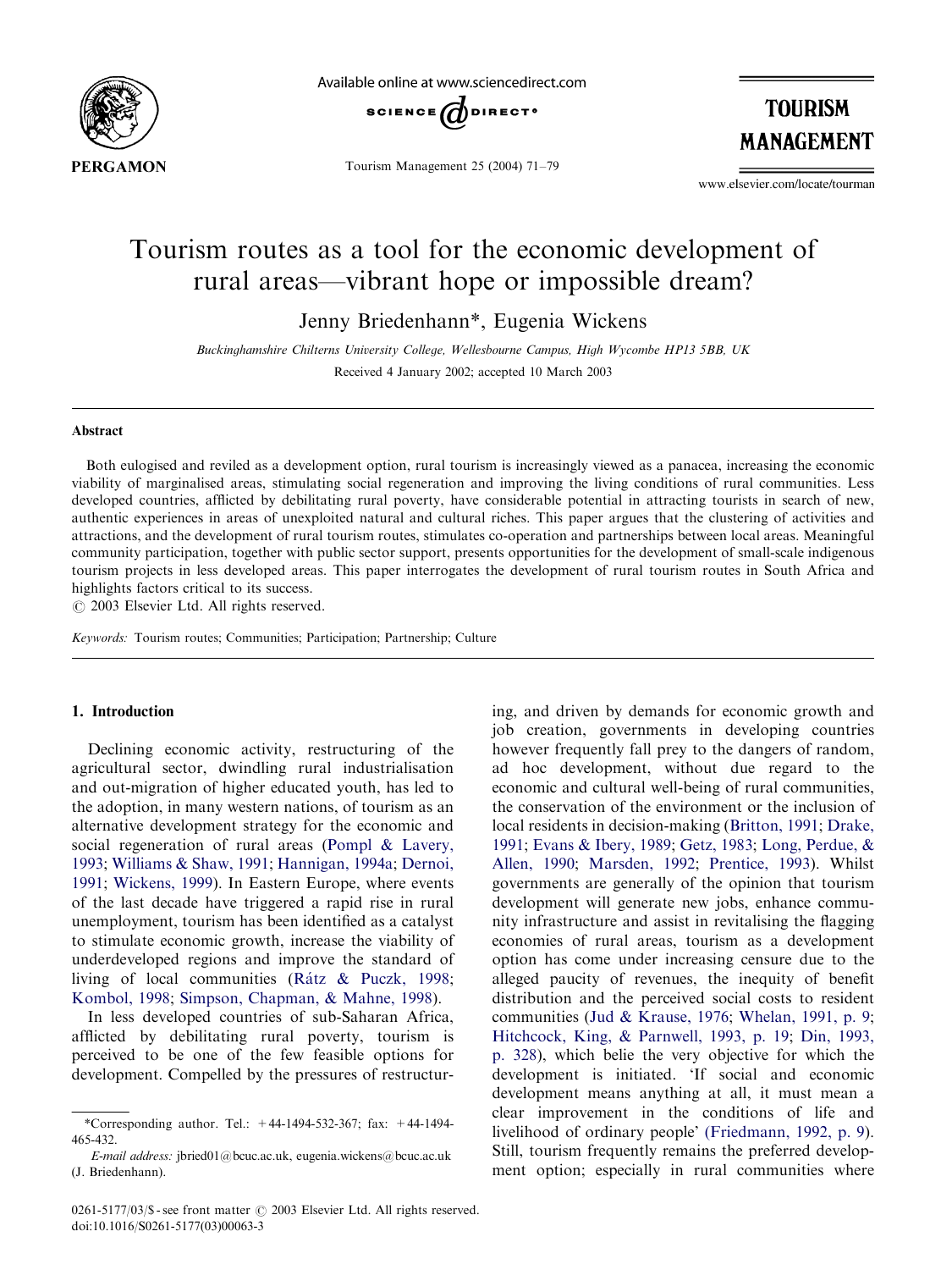# Tourism routes as a tool for the economic development of rural areas—vibrant hope or impossible dream?

Jenny Briedenhann*, Eugenia Wickens

*Buckinghamshire Chilterns University College, Wellesbourne Campus, High Wycombe HP13 5BB, UK*

Received 4 January 2002; accepted 10 March 2003

## Abstract

Both eulogised and reviled as a development option, rural tourism is increasingly viewed as a panacea, increasing the economic viability of marginalised areas, stimulating social regeneration and improving the living conditions of rural communities. Less developed countries, afflicted by debilitating rural poverty, have considerable potential in attracting tourists in search of new, authentic experiences in areas of unexploited natural and cultural riches. This paper argues that the clustering of activities and attractions, and the development of rural tourism routes, stimulates co-operation and partnerships between local areas. Meaningful community participation, together with public sector support, presents opportunities for the development of small-scale indigenous tourism projects in less developed areas. This paper interrogates the development of rural tourism routes in South Africa and highlights factors critical to its success.

© 2003 Elsevier Ltd. All rights reserved.

*Keywords:* Tourism routes; Communities; Participation; Partnership; Culture

## 1. Introduction

Declining economic activity, restructuring of the agricultural sector, dwindling rural industrialisation and out-migration of higher educated youth, has led to the adoption, in many western nations, of tourism as an alternative development strategy for the economic and social regeneration of rural areas (Pompl & Lavery, 1993; Williams & Shaw, 1991; Hannigan, 1994a; Dernoi, 1991; Wickens, 1999). In Eastern Europe, where events of the last decade have triggered a rapid rise in rural unemployment, tourism has been identified as a catalyst to stimulate economic growth, increase the viability of underdeveloped regions and improve the standard of living of local communities (Rátz & Puczk, 1998; Kombol, 1998; Simpson, Chapman, & Mahne, 1998).

In less developed countries of sub-Saharan Africa, afflicted by debilitating rural poverty, tourism is perceived to be one of the few feasible options for development. Compelled by the pressures of restructuring, and driven by demands for economic growth and job creation, governments in developing countries however frequently fall prey to the dangers of random, ad hoc development, without due regard to the economic and cultural well-being of rural communities, the conservation of the environment or the inclusion of local residents in decision-making (Britton, 1991; Drake, 1991; Evans & Ibery, 1989; Getz, 1983; Long, Perdue, & Allen, 1990; Marsden, 1992; Prentice, 1993). Whilst governments are generally of the opinion that tourism development will generate new jobs, enhance community infrastructure and assist in revitalising the flagging economies of rural areas, tourism as a development option has come under increasing censure due to the alleged paucity of revenues, the inequity of benefit distribution and the perceived social costs to resident communities (Jud & Krause, 1976; Whelan, 1991, p. 9; Hitchcock, King, & Parnwell, 1993, p. 19; Din, 1993, p. 328), which belie the very objective for which the development is initiated. 'If social and economic development means anything at all, it must mean a clear improvement in the conditions of life and livelihood of ordinary people' (Friedmann, 1992, p. 9). Still, tourism frequently remains the preferred development option; especially in rural communities where

---

*Corresponding author. Tel.: +44-1494-532-367; fax: +44-1494-465-432.

*E-mail address:* jbried01@bcuc.ac.uk, eugenia.wickens@bcuc.ac.uk (J. Briedenhann).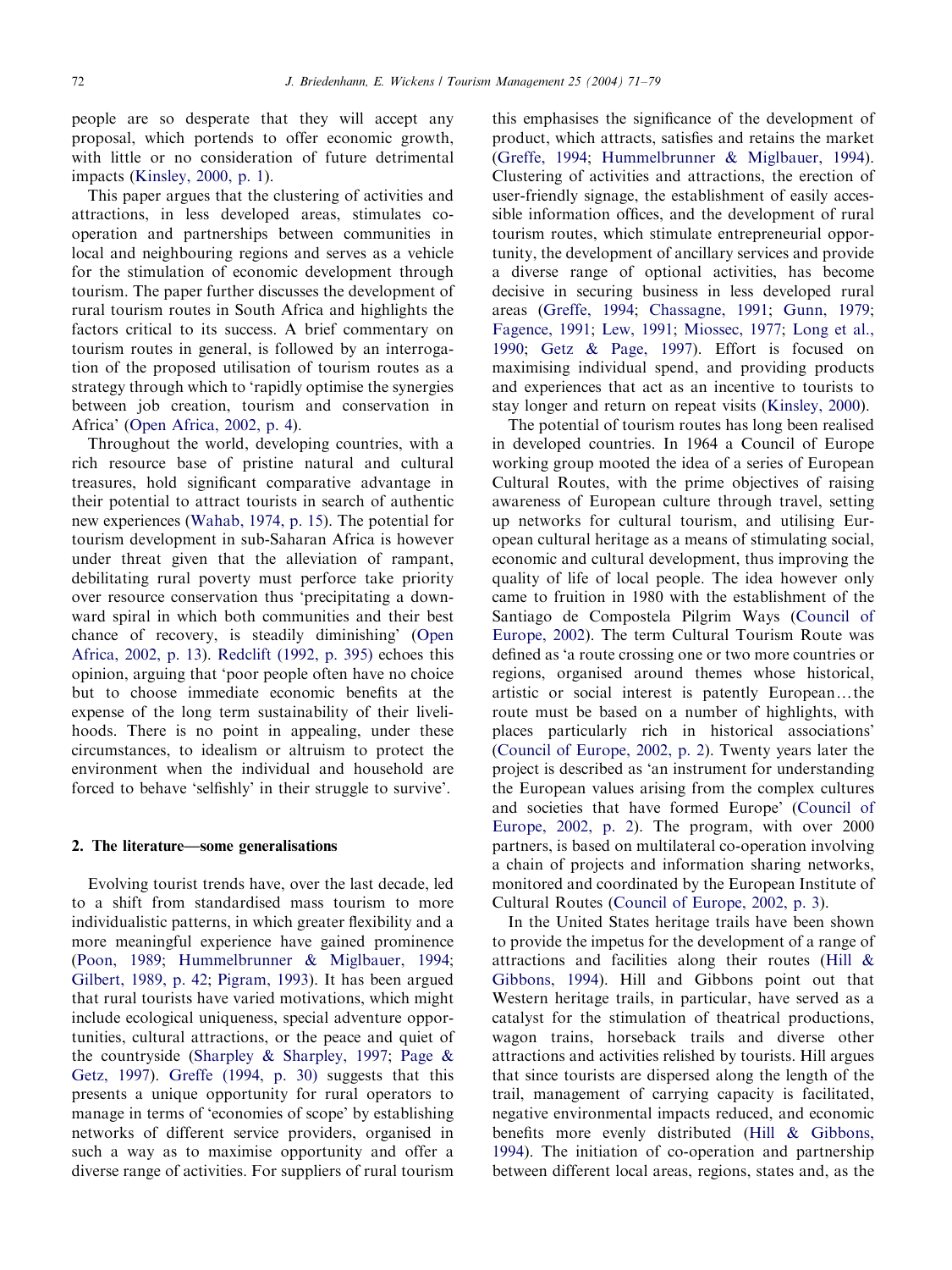people are so desperate that they will accept any proposal, which portends to offer economic growth, with little or no consideration of future detrimental impacts (Kinsley, 2000, p. 1).

This paper argues that the clustering of activities and attractions, in less developed areas, stimulates co-operation and partnerships between communities in local and neighbouring regions and serves as a vehicle for the stimulation of economic development through tourism. The paper further discusses the development of rural tourism routes in South Africa and highlights the factors critical to its success. A brief commentary on tourism routes in general, is followed by an interrogation of the proposed utilisation of tourism routes as a strategy through which to 'rapidly optimise the synergies between job creation, tourism and conservation in Africa' (Open Africa, 2002, p. 4).

Throughout the world, developing countries, with a rich resource base of pristine natural and cultural treasures, hold significant comparative advantage in their potential to attract tourists in search of authentic new experiences (Wahab, 1974, p. 15). The potential for tourism development in sub-Saharan Africa is however under threat given that the alleviation of rampant, debilitating rural poverty must perforce take priority over resource conservation thus 'precipitating a downward spiral in which both communities and their best chance of recovery, is steadily diminishing' (Open Africa, 2002, p. 13). Redclift (1992, p. 395) echoes this opinion, arguing that 'poor people often have no choice but to choose immediate economic benefits at the expense of the long term sustainability of their livelihoods. There is no point in appealing, under these circumstances, to idealism or altruism to protect the environment when the individual and household are forced to behave 'selfishly' in their struggle to survive'.

## 2. The literature—some generalisations

Evolving tourist trends have, over the last decade, led to a shift from standardised mass tourism to more individualistic patterns, in which greater flexibility and a more meaningful experience have gained prominence (Poon, 1989; Hummelbrunner & Miglbauer, 1994; Gilbert, 1989, p. 42; Pigram, 1993). It has been argued that rural tourists have varied motivations, which might include ecological uniqueness, special adventure opportunities, cultural attractions, or the peace and quiet of the countryside (Sharpley & Sharpley, 1997; Page & Getz, 1997). Greffe (1994, p. 30) suggests that this presents a unique opportunity for rural operators to manage in terms of 'economies of scope' by establishing networks of different service providers, organised in such a way as to maximise opportunity and offer a diverse range of activities. For suppliers of rural tourism this emphasises the significance of the development of product, which attracts, satisfies and retains the market (Greffe, 1994; Hummelbrunner & Miglbauer, 1994). Clustering of activities and attractions, the erection of user-friendly signage, the establishment of easily accessible information offices, and the development of rural tourism routes, which stimulate entrepreneurial opportunity, the development of ancillary services and provide a diverse range of optional activities, has become decisive in securing business in less developed rural areas (Greffe, 1994; Chassagne, 1991; Gunn, 1979; Fagence, 1991; Lew, 1991; Miossec, 1977; Long et al., 1990; Getz & Page, 1997). Effort is focused on maximising individual spend, and providing products and experiences that act as an incentive to tourists to stay longer and return on repeat visits (Kinsley, 2000).

The potential of tourism routes has long been realised in developed countries. In 1964 a Council of Europe working group mooted the idea of a series of European Cultural Routes, with the prime objectives of raising awareness of European culture through travel, setting up networks for cultural tourism, and utilising European cultural heritage as a means of stimulating social, economic and cultural development, thus improving the quality of life of local people. The idea however only came to fruition in 1980 with the establishment of the Santiago de Compostela Pilgrim Ways (Council of Europe, 2002). The term Cultural Tourism Route was defined as 'a route crossing one or two more countries or regions, organised around themes whose historical, artistic or social interest is patently European…the route must be based on a number of highlights, with places particularly rich in historical associations' (Council of Europe, 2002, p. 2). Twenty years later the project is described as 'an instrument for understanding the European values arising from the complex cultures and societies that have formed Europe' (Council of Europe, 2002, p. 2). The program, with over 2000 partners, is based on multilateral co-operation involving a chain of projects and information sharing networks, monitored and coordinated by the European Institute of Cultural Routes (Council of Europe, 2002, p. 3).

In the United States heritage trails have been shown to provide the impetus for the development of a range of attractions and facilities along their routes (Hill & Gibbons, 1994). Hill and Gibbons point out that Western heritage trails, in particular, have served as a catalyst for the stimulation of theatrical productions, wagon trains, horseback trails and diverse other attractions and activities relished by tourists. Hill argues that since tourists are dispersed along the length of the trail, management of carrying capacity is facilitated, negative environmental impacts reduced, and economic benefits more evenly distributed (Hill & Gibbons, 1994). The initiation of co-operation and partnership between different local areas, regions, states and, as the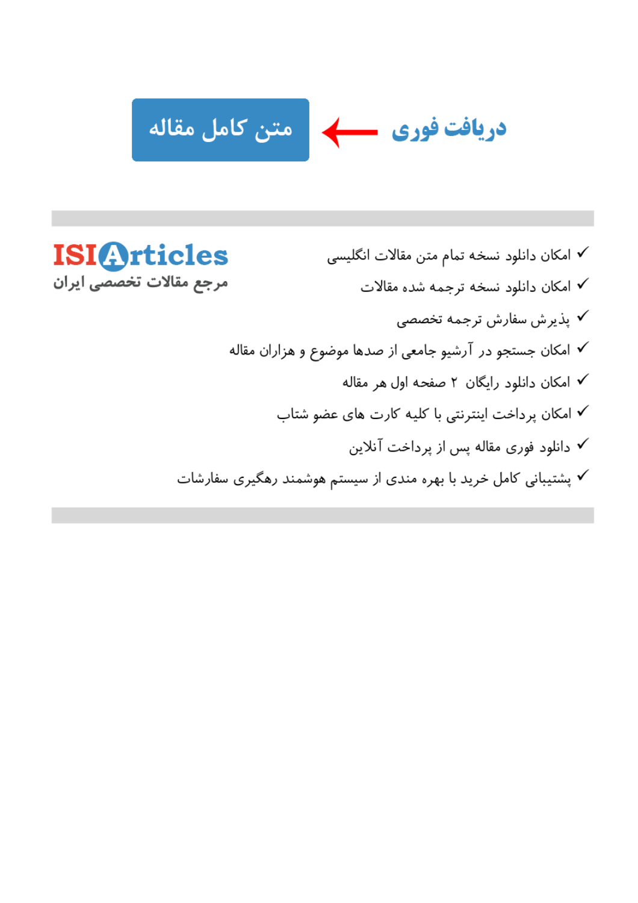دریافت فوری ← متن کامل مقاله

**ISIArticles**
مرجع مقالات تخصصی ایران

- ✓ امکان دانلود نسخه تمام متن مقالات انگلیسی
- ✓ امکان دانلود نسخه ترجمه شده مقالات
- ✓ پذیرش سفارش ترجمه تخصصی
- ✓ امکان جستجو در آرشیو جامعی از صدها موضوع و هزاران مقاله
- ✓ امکان دانلود رایگان ۲ صفحه اول هر مقاله
- ✓ امکان پرداخت اینترنتی با کلیه کارت های عضو شتاب
- ✓ دانلود فوری مقاله پس از پرداخت آنلاین
- ✓ پشتیبانی کامل خرید با بهره مندی از سیستم هوشمند رهگیری سفارشات